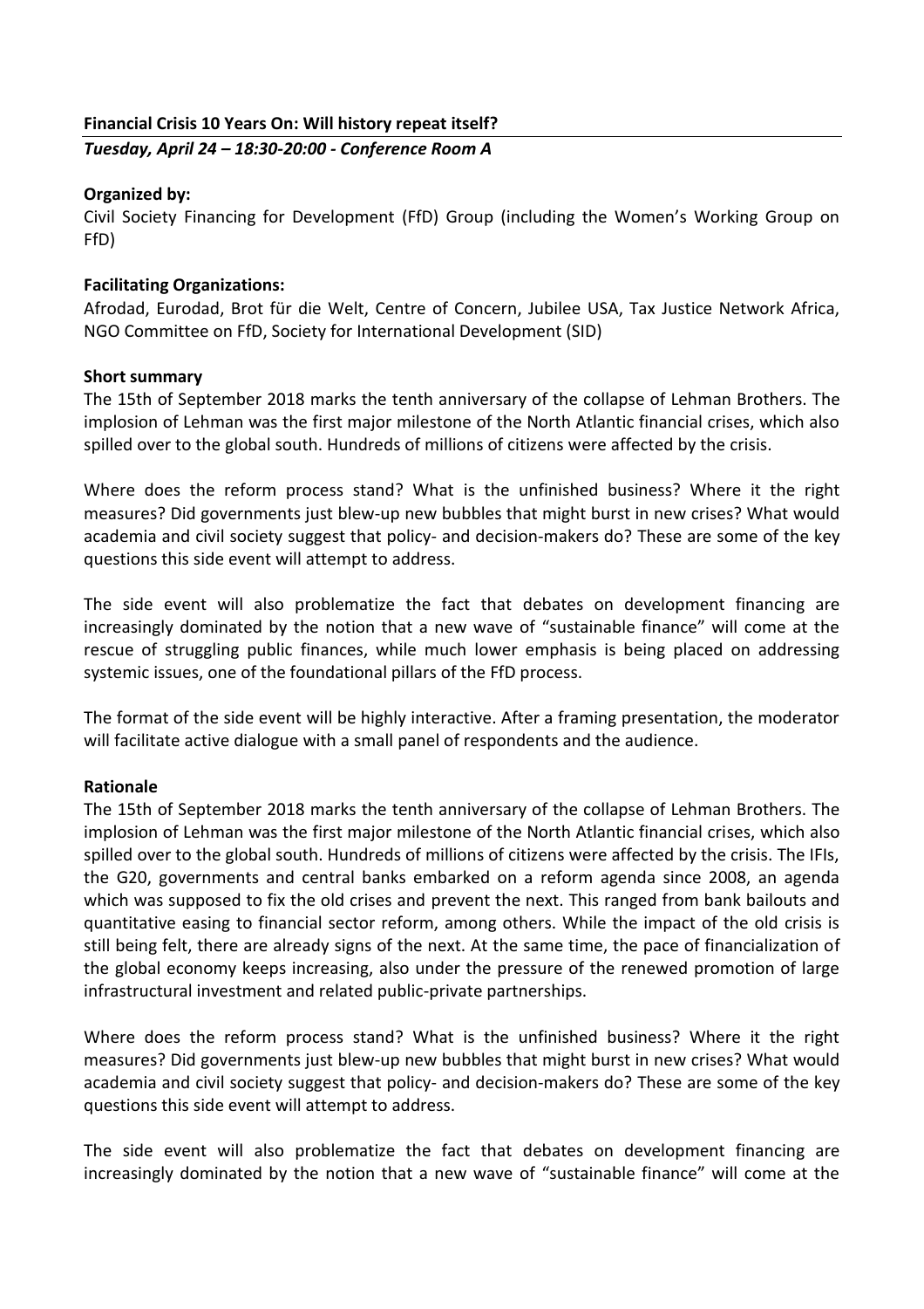**Financial Crisis 10 Years On: Will history repeat itself?**

***Tuesday, April 24 – 18:30-20:00 - Conference Room A***

**Organized by:**

Civil Society Financing for Development (FfD) Group (including the Women's Working Group on FfD)

**Facilitating Organizations:**

Afrodad, Eurodad, Brot für die Welt, Centre of Concern, Jubilee USA, Tax Justice Network Africa, NGO Committee on FfD, Society for International Development (SID)

**Short summary**

The 15th of September 2018 marks the tenth anniversary of the collapse of Lehman Brothers. The implosion of Lehman was the first major milestone of the North Atlantic financial crises, which also spilled over to the global south. Hundreds of millions of citizens were affected by the crisis.

Where does the reform process stand? What is the unfinished business? Where it the right measures? Did governments just blew-up new bubbles that might burst in new crises? What would academia and civil society suggest that policy- and decision-makers do? These are some of the key questions this side event will attempt to address.

The side event will also problematize the fact that debates on development financing are increasingly dominated by the notion that a new wave of "sustainable finance" will come at the rescue of struggling public finances, while much lower emphasis is being placed on addressing systemic issues, one of the foundational pillars of the FfD process.

The format of the side event will be highly interactive. After a framing presentation, the moderator will facilitate active dialogue with a small panel of respondents and the audience.

**Rationale**

The 15th of September 2018 marks the tenth anniversary of the collapse of Lehman Brothers. The implosion of Lehman was the first major milestone of the North Atlantic financial crises, which also spilled over to the global south. Hundreds of millions of citizens were affected by the crisis. The IFIs, the G20, governments and central banks embarked on a reform agenda since 2008, an agenda which was supposed to fix the old crises and prevent the next. This ranged from bank bailouts and quantitative easing to financial sector reform, among others. While the impact of the old crisis is still being felt, there are already signs of the next. At the same time, the pace of financialization of the global economy keeps increasing, also under the pressure of the renewed promotion of large infrastructural investment and related public-private partnerships.

Where does the reform process stand? What is the unfinished business? Where it the right measures? Did governments just blew-up new bubbles that might burst in new crises? What would academia and civil society suggest that policy- and decision-makers do? These are some of the key questions this side event will attempt to address.

The side event will also problematize the fact that debates on development financing are increasingly dominated by the notion that a new wave of "sustainable finance" will come at the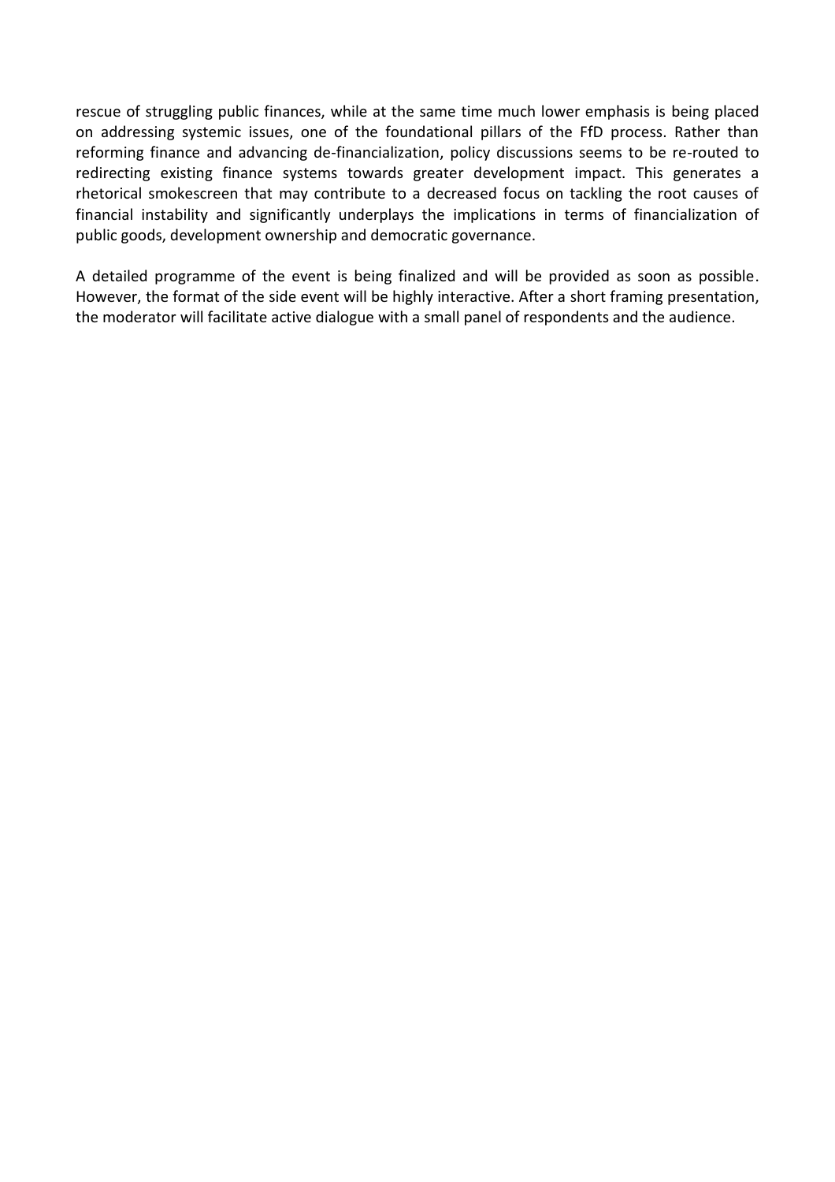rescue of struggling public finances, while at the same time much lower emphasis is being placed on addressing systemic issues, one of the foundational pillars of the FfD process. Rather than reforming finance and advancing de-financialization, policy discussions seems to be re-routed to redirecting existing finance systems towards greater development impact. This generates a rhetorical smokescreen that may contribute to a decreased focus on tackling the root causes of financial instability and significantly underplays the implications in terms of financialization of public goods, development ownership and democratic governance.

A detailed programme of the event is being finalized and will be provided as soon as possible. However, the format of the side event will be highly interactive. After a short framing presentation, the moderator will facilitate active dialogue with a small panel of respondents and the audience.